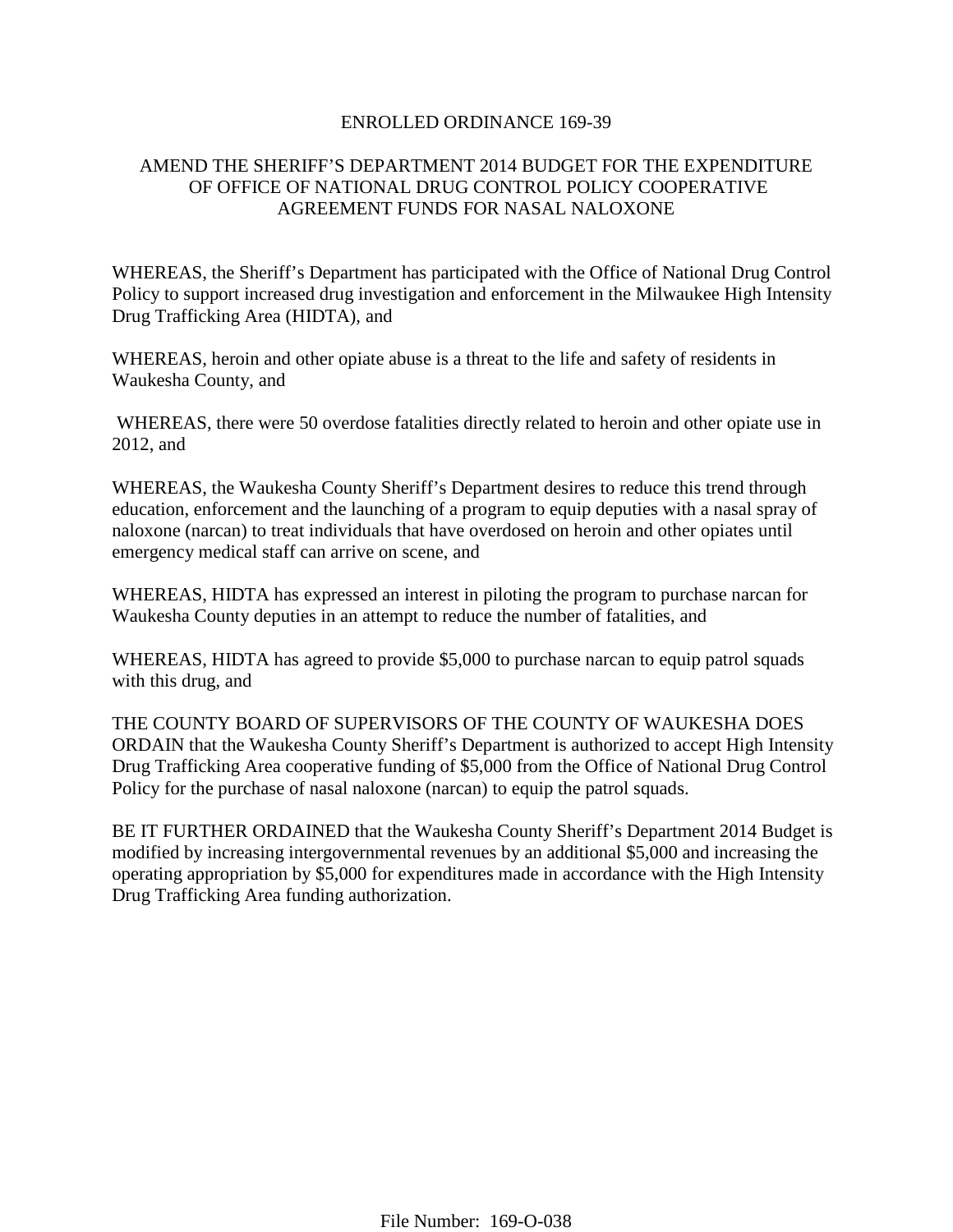# ENROLLED ORDINANCE 169-39

## AMEND THE SHERIFF'S DEPARTMENT 2014 BUDGET FOR THE EXPENDITURE OF OFFICE OF NATIONAL DRUG CONTROL POLICY COOPERATIVE AGREEMENT FUNDS FOR NASAL NALOXONE

WHEREAS, the Sheriff's Department has participated with the Office of National Drug Control Policy to support increased drug investigation and enforcement in the Milwaukee High Intensity Drug Trafficking Area (HIDTA), and

WHEREAS, heroin and other opiate abuse is a threat to the life and safety of residents in Waukesha County, and

WHEREAS, there were 50 overdose fatalities directly related to heroin and other opiate use in 2012, and

WHEREAS, the Waukesha County Sheriff's Department desires to reduce this trend through education, enforcement and the launching of a program to equip deputies with a nasal spray of naloxone (narcan) to treat individuals that have overdosed on heroin and other opiates until emergency medical staff can arrive on scene, and

WHEREAS, HIDTA has expressed an interest in piloting the program to purchase narcan for Waukesha County deputies in an attempt to reduce the number of fatalities, and

WHEREAS, HIDTA has agreed to provide $5,000 to purchase narcan to equip patrol squads with this drug, and

THE COUNTY BOARD OF SUPERVISORS OF THE COUNTY OF WAUKESHA DOES ORDAIN that the Waukesha County Sheriff's Department is authorized to accept High Intensity Drug Trafficking Area cooperative funding of $5,000 from the Office of National Drug Control Policy for the purchase of nasal naloxone (narcan) to equip the patrol squads.

BE IT FURTHER ORDAINED that the Waukesha County Sheriff's Department 2014 Budget is modified by increasing intergovernmental revenues by an additional $5,000 and increasing the operating appropriation by $5,000 for expenditures made in accordance with the High Intensity Drug Trafficking Area funding authorization.

File Number: 169-O-038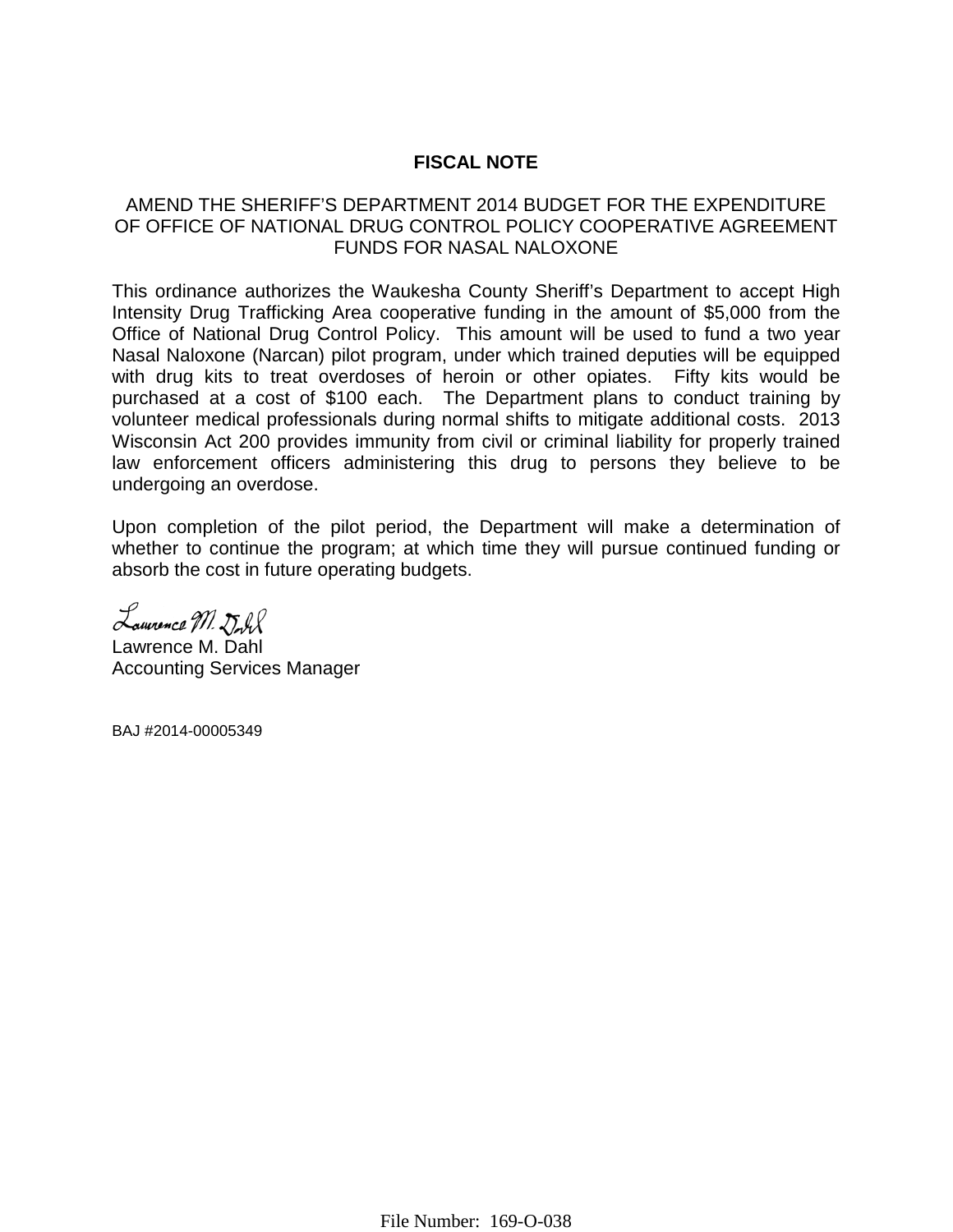# FISCAL NOTE

## AMEND THE SHERIFF'S DEPARTMENT 2014 BUDGET FOR THE EXPENDITURE OF OFFICE OF NATIONAL DRUG CONTROL POLICY COOPERATIVE AGREEMENT FUNDS FOR NASAL NALOXONE

This ordinance authorizes the Waukesha County Sheriff's Department to accept High Intensity Drug Trafficking Area cooperative funding in the amount of $5,000 from the Office of National Drug Control Policy. This amount will be used to fund a two year Nasal Naloxone (Narcan) pilot program, under which trained deputies will be equipped with drug kits to treat overdoses of heroin or other opiates. Fifty kits would be purchased at a cost of $100 each. The Department plans to conduct training by volunteer medical professionals during normal shifts to mitigate additional costs. 2013 Wisconsin Act 200 provides immunity from civil or criminal liability for properly trained law enforcement officers administering this drug to persons they believe to be undergoing an overdose.

Upon completion of the pilot period, the Department will make a determination of whether to continue the program; at which time they will pursue continued funding or absorb the cost in future operating budgets.

Lawrence M. Dahl
Accounting Services Manager

BAJ #2014-00005349

File Number: 169-O-038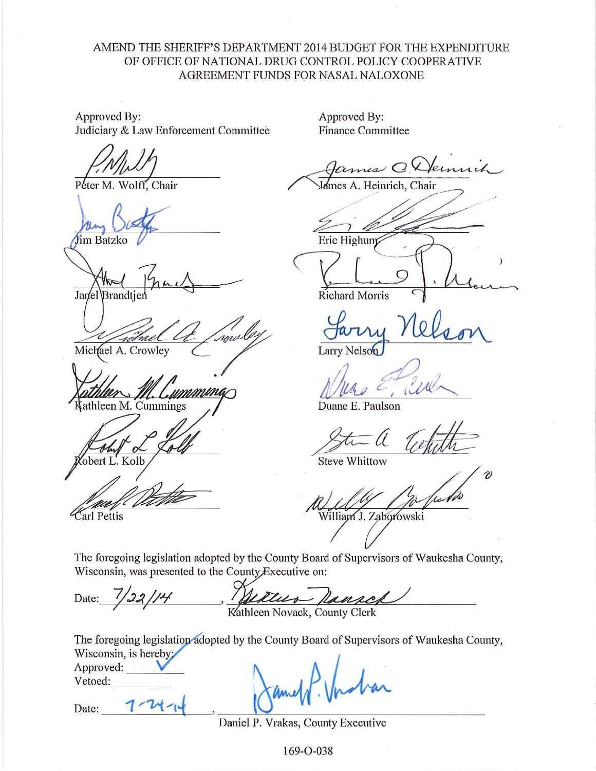AMEND THE SHERIFF'S DEPARTMENT 2014 BUDGET FOR THE EXPENDITURE OF OFFICE OF NATIONAL DRUG CONTROL POLICY COOPERATIVE AGREEMENT FUNDS FOR NASAL NALOXONE

Approved By:
Judiciary & Law Enforcement Committee

Peter M. Wolff, Chair

Jim Batzko

Janel Brandtjen

Michael A. Crowley

Kathleen M. Cummings

Robert L. Kolb

Carl Pettis

Approved By:
Finance Committee

James A. Heinrich, Chair

Eric Highum

Richard Morris

Larry Nelson

Duane E. Paulson

Steve Whittow

William J. Zaborowski

The foregoing legislation adopted by the County Board of Supervisors of Waukesha County, Wisconsin, was presented to the County Executive on:

Date: 7/22/14, Kathleen Novack, County Clerk

The foregoing legislation adopted by the County Board of Supervisors of Waukesha County, Wisconsin, is hereby:

Approved: ✓

Vetoed: ______

Date: 7-24-14, Daniel P. Vrakas, County Executive

169-O-038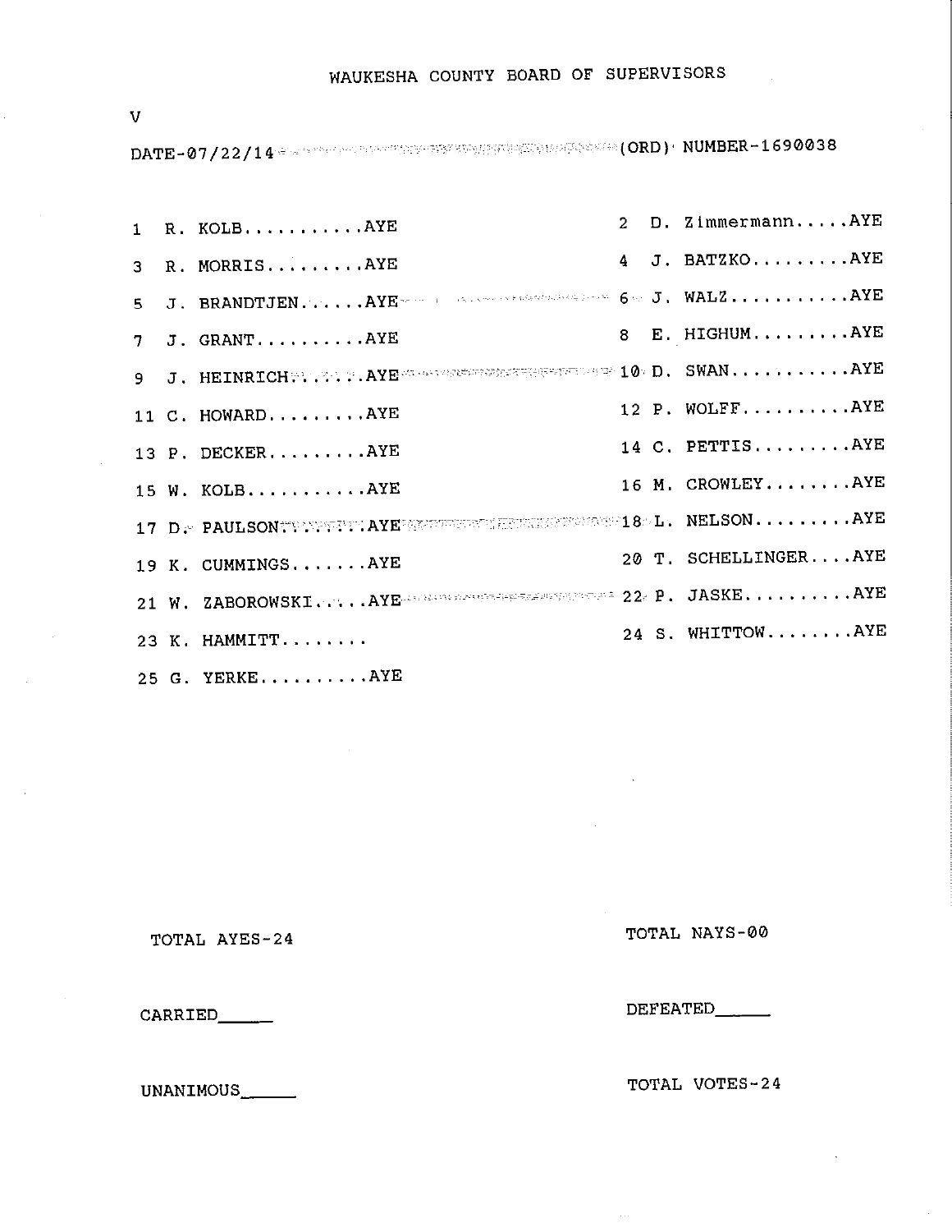# WAUKESHA COUNTY BOARD OF SUPERVISORS

V

DATE-07/22/14 (ORD) NUMBER-1690038

| | |
|---|---|
| 1 R. KOLB...........AYE | 2 D. Zimmermann.....AYE |
| 3 R. MORRIS.........AYE | 4 J. BATZKO.........AYE |
| 5 J. BRANDTJEN......AYE | 6 J. WALZ...........AYE |
| 7 J. GRANT..........AYE | 8 E. HIGHUM.........AYE |
| 9 J. HEINRICH.......AYE | 10 D. SWAN...........AYE |
| 11 C. HOWARD.........AYE | 12 P. WOLFF..........AYE |
| 13 P. DECKER.........AYE | 14 C. PETTIS.........AYE |
| 15 W. KOLB...........AYE | 16 M. CROWLEY........AYE |
| 17 D. PAULSON........AYE | 18 L. NELSON.........AYE |
| 19 K. CUMMINGS.......AYE | 20 T. SCHELLINGER....AYE |
| 21 W. ZABOROWSKI.....AYE | 22 P. JASKE..........AYE |
| 23 K. HAMMITT........ | 24 S. WHITTOW........AYE |
| 25 G. YERKE..........AYE | |

TOTAL AYES-24

TOTAL NAYS-00

CARRIED_____

DEFEATED_____

UNANIMOUS_____

TOTAL VOTES-24